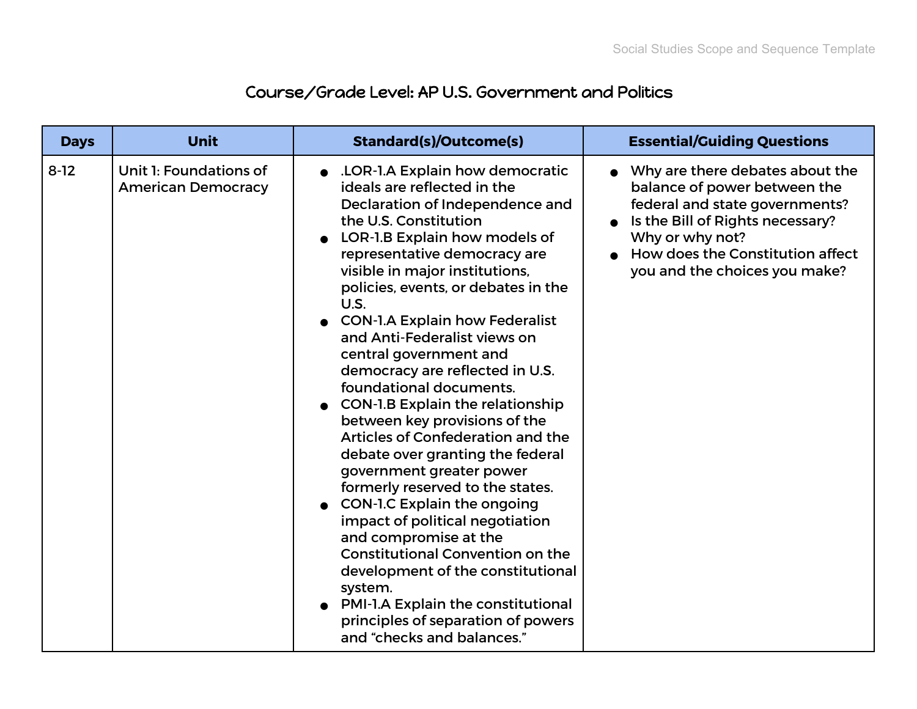# Course/Grade Level: AP U.S. Government and Politics

| Days | Unit | Standard(s)/Outcome(s) | Essential/Guiding Questions |
|---|---|---|---|
| 8-12 | Unit 1: Foundations of American Democracy | • .LOR-1.A Explain how democratic ideals are reflected in the Declaration of Independence and the U.S. Constitution<br>• LOR-1.B Explain how models of representative democracy are visible in major institutions, policies, events, or debates in the U.S.<br>• CON-1.A Explain how Federalist and Anti-Federalist views on central government and democracy are reflected in U.S. foundational documents.<br>• CON-1.B Explain the relationship between key provisions of the Articles of Confederation and the debate over granting the federal government greater power formerly reserved to the states.<br>• CON-1.C Explain the ongoing impact of political negotiation and compromise at the Constitutional Convention on the development of the constitutional system.<br>• PMI-1.A Explain the constitutional principles of separation of powers and "checks and balances." | • Why are there debates about the balance of power between the federal and state governments?<br>• Is the Bill of Rights necessary? Why or why not?<br>• How does the Constitution affect you and the choices you make? |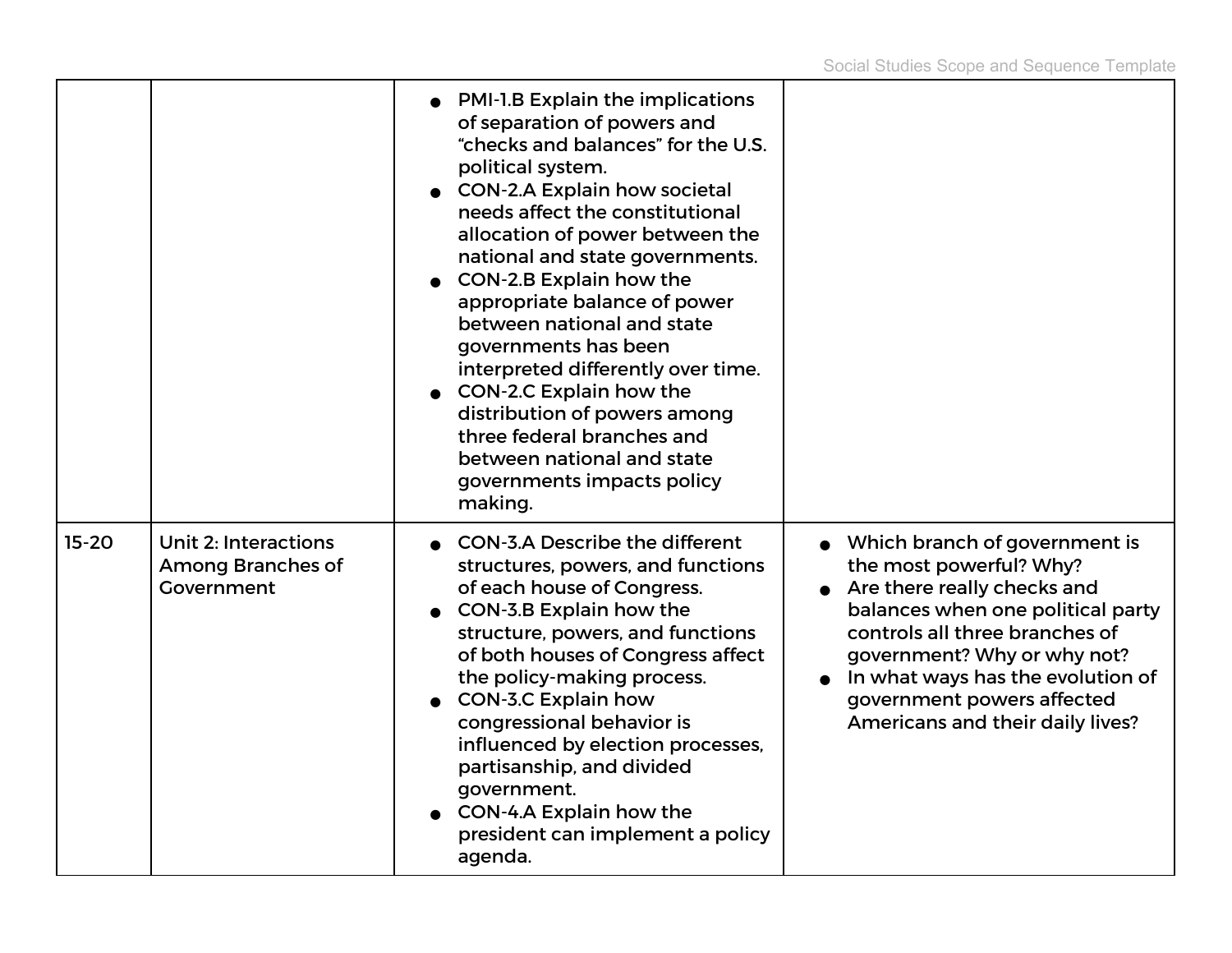| | | | |
|---|---|---|---|
| | | <ul><li>PMI-1.B Explain the implications of separation of powers and "checks and balances" for the U.S. political system.</li><li>CON-2.A Explain how societal needs affect the constitutional allocation of power between the national and state governments.</li><li>CON-2.B Explain how the appropriate balance of power between national and state governments has been interpreted differently over time.</li><li>CON-2.C Explain how the distribution of powers among three federal branches and between national and state governments impacts policy making.</li></ul> | |
| 15-20 | Unit 2: Interactions Among Branches of Government | <ul><li>CON-3.A Describe the different structures, powers, and functions of each house of Congress.</li><li>CON-3.B Explain how the structure, powers, and functions of both houses of Congress affect the policy-making process.</li><li>CON-3.C Explain how congressional behavior is influenced by election processes, partisanship, and divided government.</li><li>CON-4.A Explain how the president can implement a policy agenda.</li></ul> | <ul><li>Which branch of government is the most powerful? Why?</li><li>Are there really checks and balances when one political party controls all three branches of government? Why or why not?</li><li>In what ways has the evolution of government powers affected Americans and their daily lives?</li></ul> |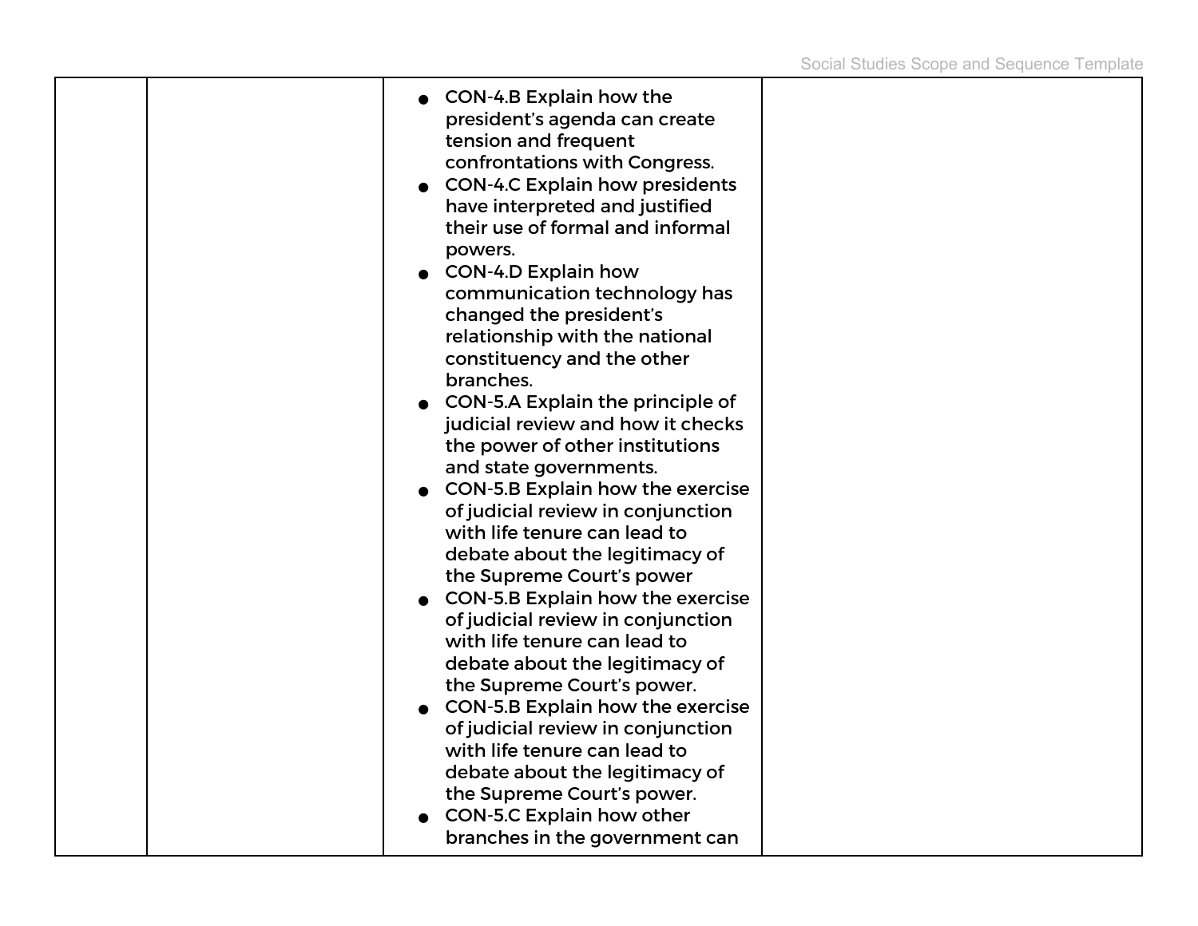| | | | |
|---|---|---|---|
| | | <ul><li>CON-4.B Explain how the president's agenda can create tension and frequent confrontations with Congress.</li><li>CON-4.C Explain how presidents have interpreted and justified their use of formal and informal powers.</li><li>CON-4.D Explain how communication technology has changed the president's relationship with the national constituency and the other branches.</li><li>CON-5.A Explain the principle of judicial review and how it checks the power of other institutions and state governments.</li><li>CON-5.B Explain how the exercise of judicial review in conjunction with life tenure can lead to debate about the legitimacy of the Supreme Court's power</li><li>CON-5.B Explain how the exercise of judicial review in conjunction with life tenure can lead to debate about the legitimacy of the Supreme Court's power.</li><li>CON-5.B Explain how the exercise of judicial review in conjunction with life tenure can lead to debate about the legitimacy of the Supreme Court's power.</li><li>CON-5.C Explain how other branches in the government can</li></ul> | |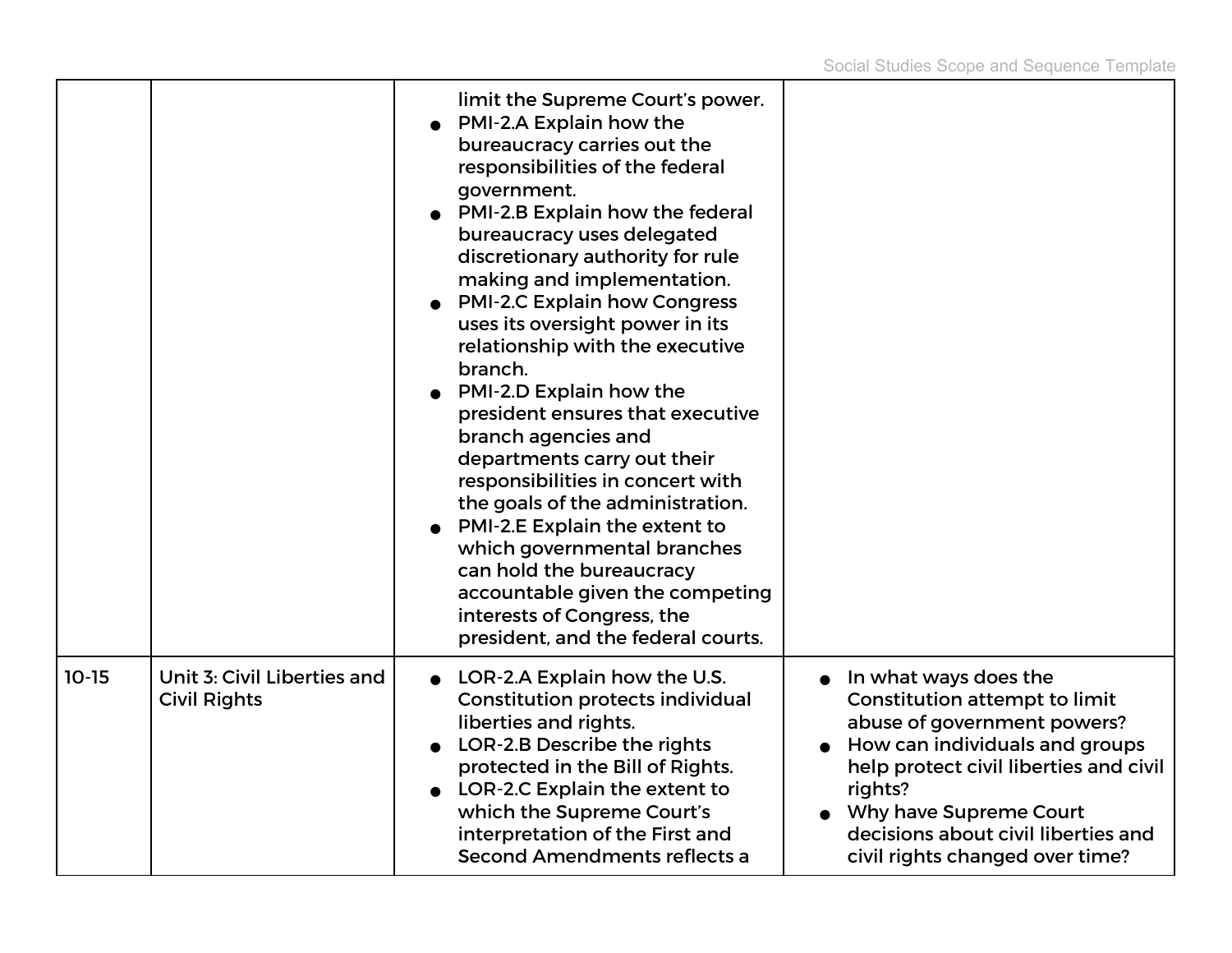| | | | |
|---|---|---|---|
| | | limit the Supreme Court's power.<br>● PMI-2.A Explain how the bureaucracy carries out the responsibilities of the federal government.<br>● PMI-2.B Explain how the federal bureaucracy uses delegated discretionary authority for rule making and implementation.<br>● PMI-2.C Explain how Congress uses its oversight power in its relationship with the executive branch.<br>● PMI-2.D Explain how the president ensures that executive branch agencies and departments carry out their responsibilities in concert with the goals of the administration.<br>● PMI-2.E Explain the extent to which governmental branches can hold the bureaucracy accountable given the competing interests of Congress, the president, and the federal courts. | |
| 10-15 | Unit 3: Civil Liberties and Civil Rights | ● LOR-2.A Explain how the U.S. Constitution protects individual liberties and rights.<br>● LOR-2.B Describe the rights protected in the Bill of Rights.<br>● LOR-2.C Explain the extent to which the Supreme Court's interpretation of the First and Second Amendments reflects a | ● In what ways does the Constitution attempt to limit abuse of government powers?<br>● How can individuals and groups help protect civil liberties and civil rights?<br>● Why have Supreme Court decisions about civil liberties and civil rights changed over time? |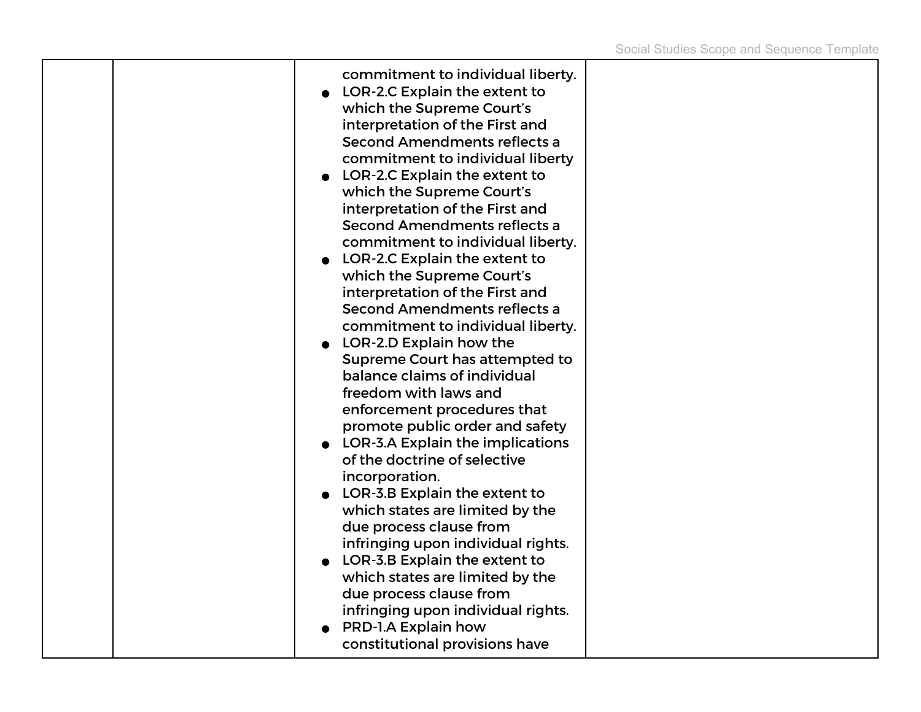|  |  | commitment to individual liberty.<br>● LOR-2.C Explain the extent to which the Supreme Court's interpretation of the First and Second Amendments reflects a commitment to individual liberty<br>● LOR-2.C Explain the extent to which the Supreme Court's interpretation of the First and Second Amendments reflects a commitment to individual liberty.<br>● LOR-2.C Explain the extent to which the Supreme Court's interpretation of the First and Second Amendments reflects a commitment to individual liberty.<br>● LOR-2.D Explain how the Supreme Court has attempted to balance claims of individual freedom with laws and enforcement procedures that promote public order and safety<br>● LOR-3.A Explain the implications of the doctrine of selective incorporation.<br>● LOR-3.B Explain the extent to which states are limited by the due process clause from infringing upon individual rights.<br>● LOR-3.B Explain the extent to which states are limited by the due process clause from infringing upon individual rights.<br>● PRD-1.A Explain how constitutional provisions have |  |
|---|---|---|---|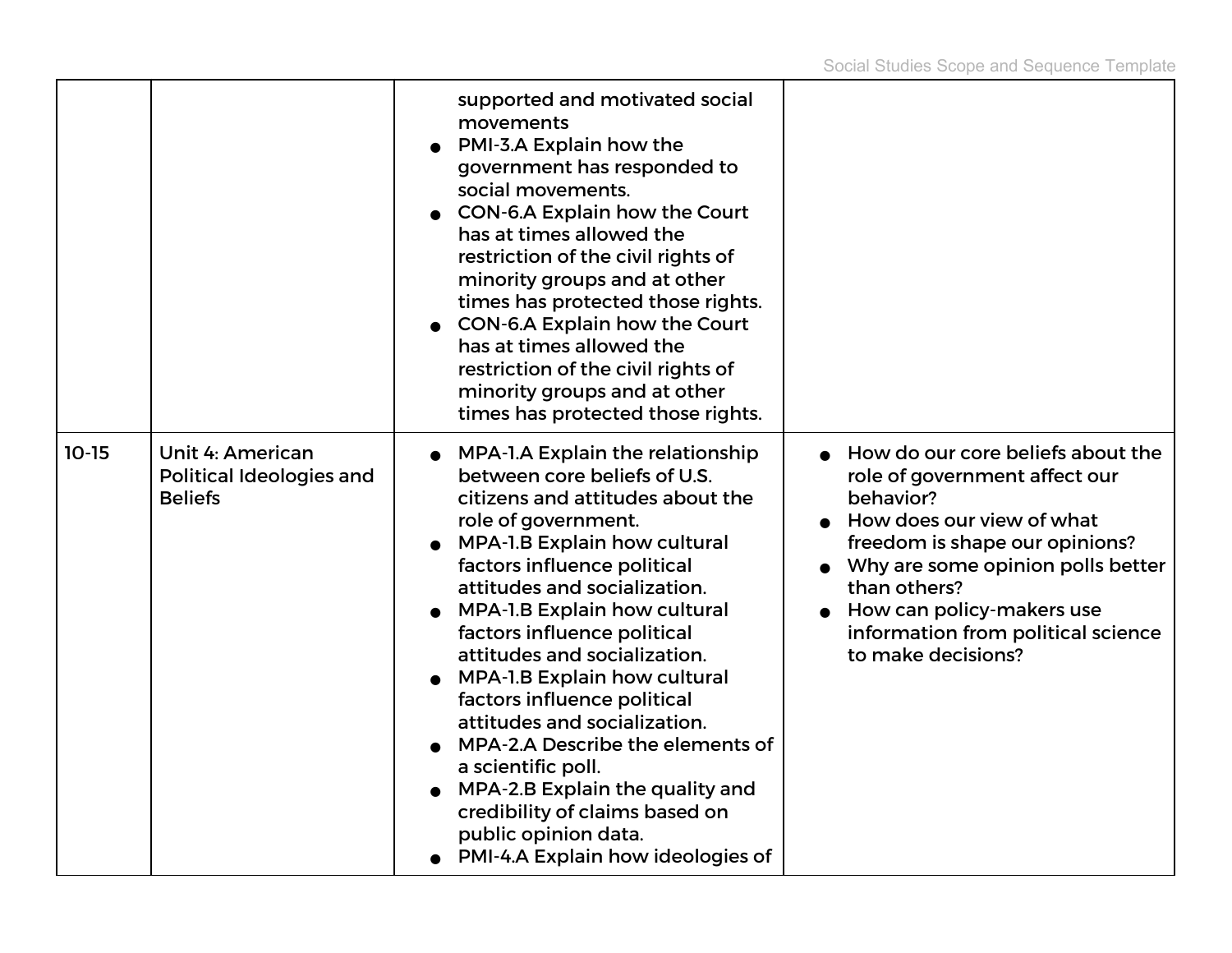| | | | |
|---|---|---|---|
| | | supported and motivated social movements<br>● PMI-3.A Explain how the government has responded to social movements.<br>● CON-6.A Explain how the Court has at times allowed the restriction of the civil rights of minority groups and at other times has protected those rights.<br>● CON-6.A Explain how the Court has at times allowed the restriction of the civil rights of minority groups and at other times has protected those rights. | |
| 10-15 | **Unit 4: American Political Ideologies and Beliefs** | ● MPA-1.A Explain the relationship between core beliefs of U.S. citizens and attitudes about the role of government.<br>● MPA-1.B Explain how cultural factors influence political attitudes and socialization.<br>● MPA-1.B Explain how cultural factors influence political attitudes and socialization.<br>● MPA-1.B Explain how cultural factors influence political attitudes and socialization.<br>● MPA-2.A Describe the elements of a scientific poll.<br>● MPA-2.B Explain the quality and credibility of claims based on public opinion data.<br>● PMI-4.A Explain how ideologies of | ● How do our core beliefs about the role of government affect our behavior?<br>● How does our view of what freedom is shape our opinions?<br>● Why are some opinion polls better than others?<br>● How can policy-makers use information from political science to make decisions? |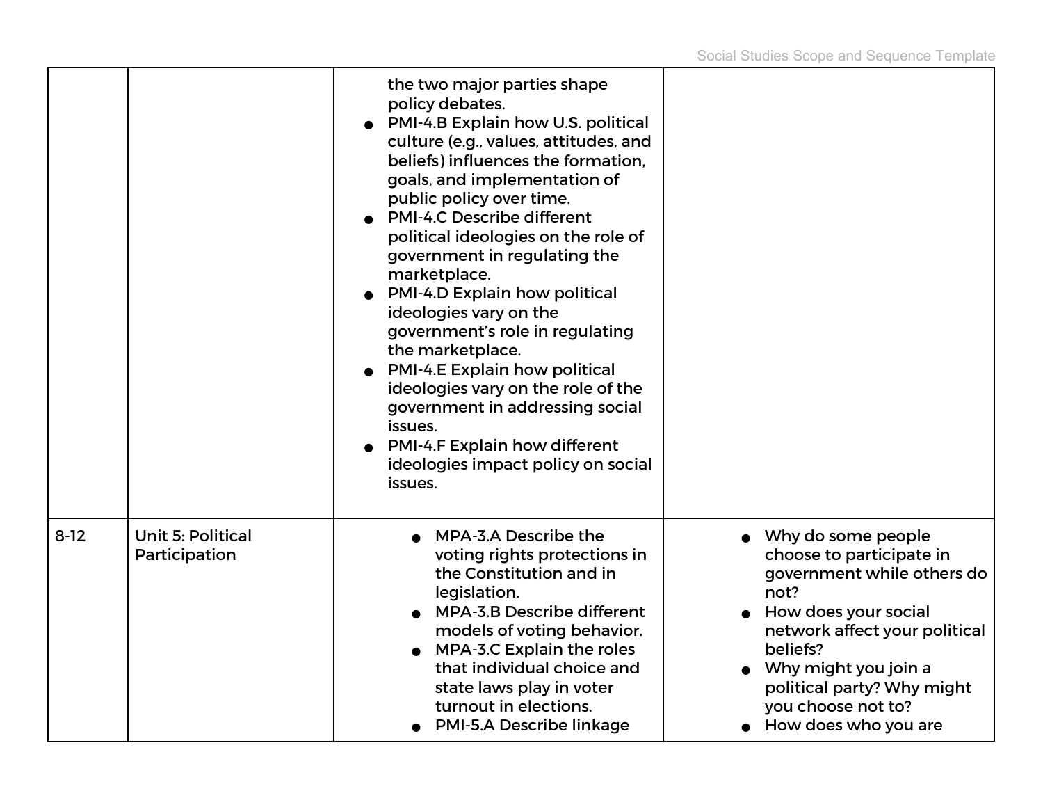| | | | |
|---|---|---|---|
| | | the two major parties shape policy debates.<br>● PMI-4.B Explain how U.S. political culture (e.g., values, attitudes, and beliefs) influences the formation, goals, and implementation of public policy over time.<br>● PMI-4.C Describe different political ideologies on the role of government in regulating the marketplace.<br>● PMI-4.D Explain how political ideologies vary on the government's role in regulating the marketplace.<br>● PMI-4.E Explain how political ideologies vary on the role of the government in addressing social issues.<br>● PMI-4.F Explain how different ideologies impact policy on social issues. | |
| 8-12 | Unit 5: Political Participation | ● MPA-3.A Describe the voting rights protections in the Constitution and in legislation.<br>● MPA-3.B Describe different models of voting behavior.<br>● MPA-3.C Explain the roles that individual choice and state laws play in voter turnout in elections.<br>● PMI-5.A Describe linkage | ● Why do some people choose to participate in government while others do not?<br>● How does your social network affect your political beliefs?<br>● Why might you join a political party? Why might you choose not to?<br>● How does who you are |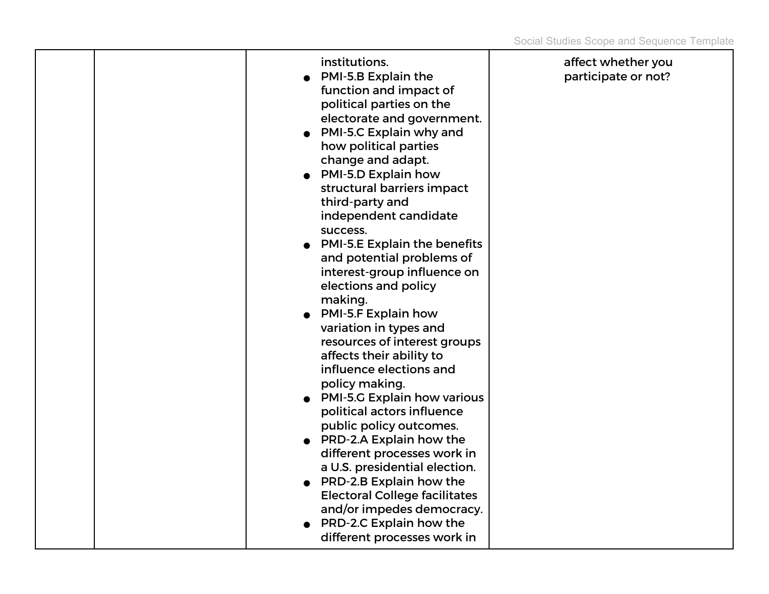|  |  |  |  |
|---|---|---|---|
|  |  | institutions.<br>● PMI-5.B Explain the function and impact of political parties on the electorate and government.<br>● PMI-5.C Explain why and how political parties change and adapt.<br>● PMI-5.D Explain how structural barriers impact third-party and independent candidate success.<br>● PMI-5.E Explain the benefits and potential problems of interest-group influence on elections and policy making.<br>● PMI-5.F Explain how variation in types and resources of interest groups affects their ability to influence elections and policy making.<br>● PMI-5.G Explain how various political actors influence public policy outcomes.<br>● PRD-2.A Explain how the different processes work in a U.S. presidential election.<br>● PRD-2.B Explain how the Electoral College facilitates and/or impedes democracy.<br>● PRD-2.C Explain how the different processes work in | affect whether you participate or not? |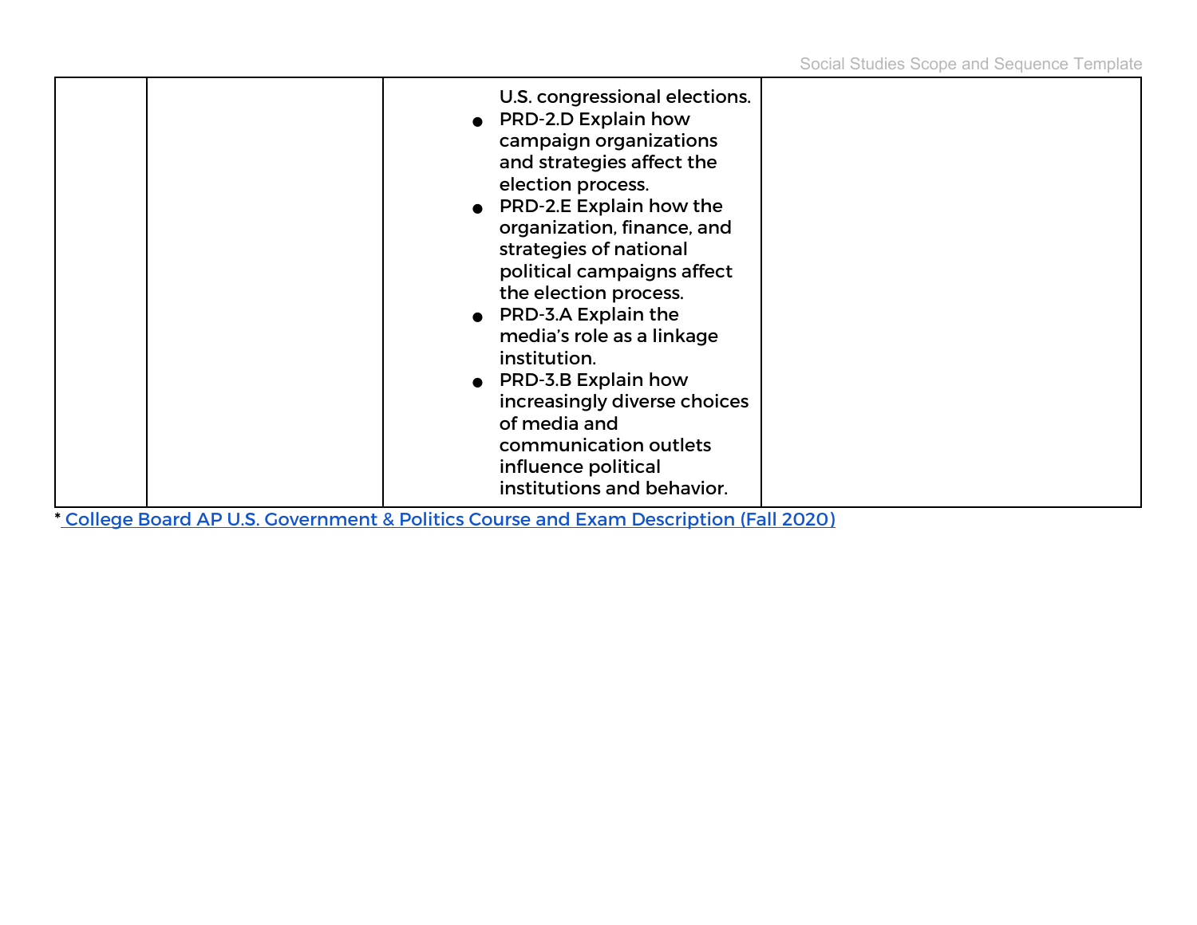| | | | |
|---|---|---|---|
| | | U.S. congressional elections.<br>● PRD-2.D Explain how campaign organizations and strategies affect the election process.<br>● PRD-2.E Explain how the organization, finance, and strategies of national political campaigns affect the election process.<br>● PRD-3.A Explain the media's role as a linkage institution.<br>● PRD-3.B Explain how increasingly diverse choices of media and communication outlets influence political institutions and behavior. | |

* College Board AP U.S. Government & Politics Course and Exam Description (Fall 2020)